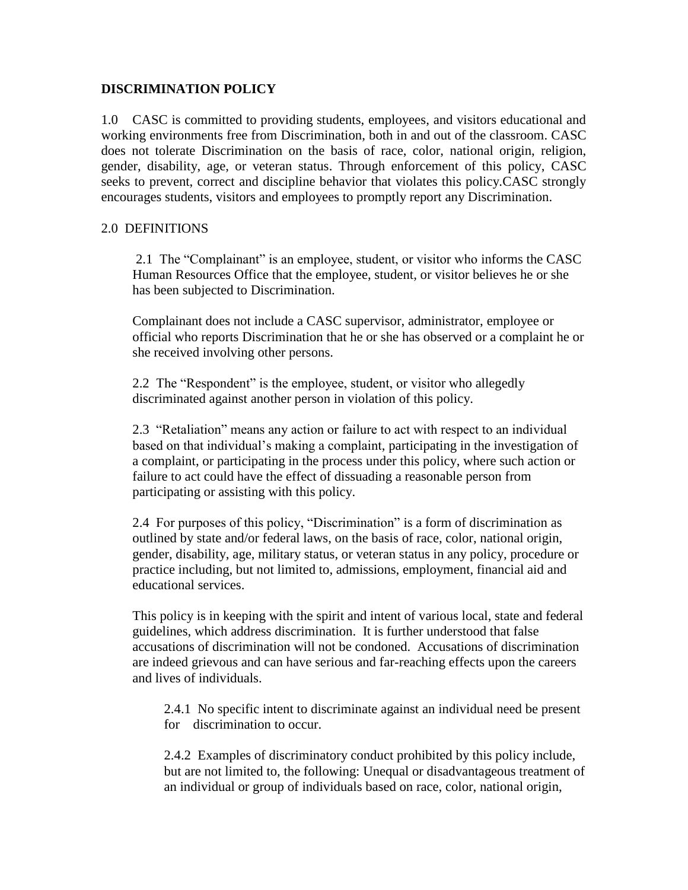## DISCRIMINATION POLICY

1.0 CASC is committed to providing students, employees, and visitors educational and working environments free from Discrimination, both in and out of the classroom. CASC does not tolerate Discrimination on the basis of race, color, national origin, religion, gender, disability, age, or veteran status. Through enforcement of this policy, CASC seeks to prevent, correct and discipline behavior that violates this policy.CASC strongly encourages students, visitors and employees to promptly report any Discrimination.

2.0 DEFINITIONS

2.1 The "Complainant" is an employee, student, or visitor who informs the CASC Human Resources Office that the employee, student, or visitor believes he or she has been subjected to Discrimination.

Complainant does not include a CASC supervisor, administrator, employee or official who reports Discrimination that he or she has observed or a complaint he or she received involving other persons.

2.2 The "Respondent" is the employee, student, or visitor who allegedly discriminated against another person in violation of this policy.

2.3 "Retaliation" means any action or failure to act with respect to an individual based on that individual's making a complaint, participating in the investigation of a complaint, or participating in the process under this policy, where such action or failure to act could have the effect of dissuading a reasonable person from participating or assisting with this policy.

2.4 For purposes of this policy, "Discrimination" is a form of discrimination as outlined by state and/or federal laws, on the basis of race, color, national origin, gender, disability, age, military status, or veteran status in any policy, procedure or practice including, but not limited to, admissions, employment, financial aid and educational services.

This policy is in keeping with the spirit and intent of various local, state and federal guidelines, which address discrimination. It is further understood that false accusations of discrimination will not be condoned. Accusations of discrimination are indeed grievous and can have serious and far-reaching effects upon the careers and lives of individuals.

2.4.1 No specific intent to discriminate against an individual need be present for discrimination to occur.

2.4.2 Examples of discriminatory conduct prohibited by this policy include, but are not limited to, the following: Unequal or disadvantageous treatment of an individual or group of individuals based on race, color, national origin,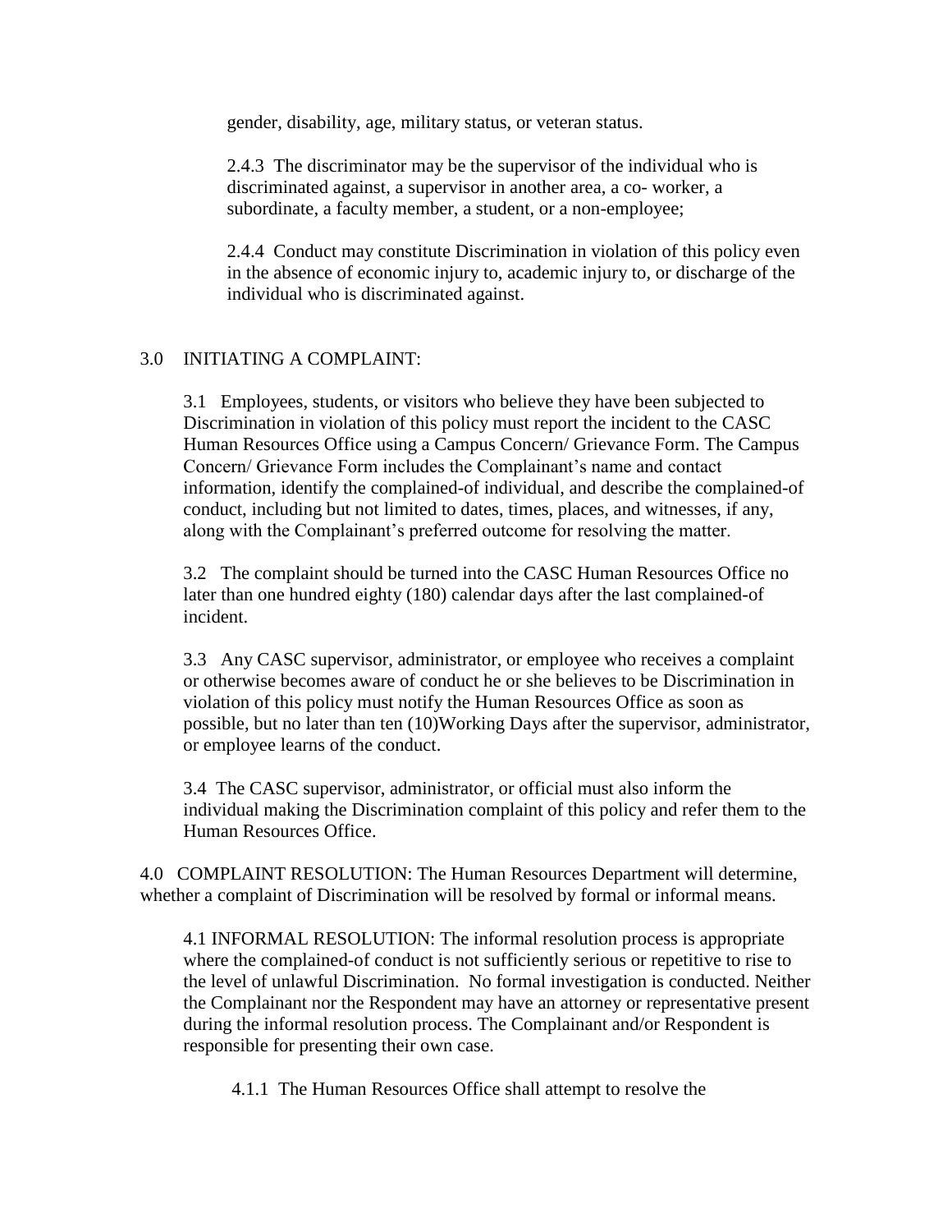gender, disability, age, military status, or veteran status.

2.4.3 The discriminator may be the supervisor of the individual who is discriminated against, a supervisor in another area, a co- worker, a subordinate, a faculty member, a student, or a non-employee;

2.4.4 Conduct may constitute Discrimination in violation of this policy even in the absence of economic injury to, academic injury to, or discharge of the individual who is discriminated against.

## 3.0 INITIATING A COMPLAINT:

3.1 Employees, students, or visitors who believe they have been subjected to Discrimination in violation of this policy must report the incident to the CASC Human Resources Office using a Campus Concern/ Grievance Form. The Campus Concern/ Grievance Form includes the Complainant's name and contact information, identify the complained-of individual, and describe the complained-of conduct, including but not limited to dates, times, places, and witnesses, if any, along with the Complainant's preferred outcome for resolving the matter.

3.2 The complaint should be turned into the CASC Human Resources Office no later than one hundred eighty (180) calendar days after the last complained-of incident.

3.3 Any CASC supervisor, administrator, or employee who receives a complaint or otherwise becomes aware of conduct he or she believes to be Discrimination in violation of this policy must notify the Human Resources Office as soon as possible, but no later than ten (10)Working Days after the supervisor, administrator, or employee learns of the conduct.

3.4 The CASC supervisor, administrator, or official must also inform the individual making the Discrimination complaint of this policy and refer them to the Human Resources Office.

## 4.0 COMPLAINT RESOLUTION:

The Human Resources Department will determine, whether a complaint of Discrimination will be resolved by formal or informal means.

4.1 INFORMAL RESOLUTION: The informal resolution process is appropriate where the complained-of conduct is not sufficiently serious or repetitive to rise to the level of unlawful Discrimination. No formal investigation is conducted. Neither the Complainant nor the Respondent may have an attorney or representative present during the informal resolution process. The Complainant and/or Respondent is responsible for presenting their own case.

4.1.1 The Human Resources Office shall attempt to resolve the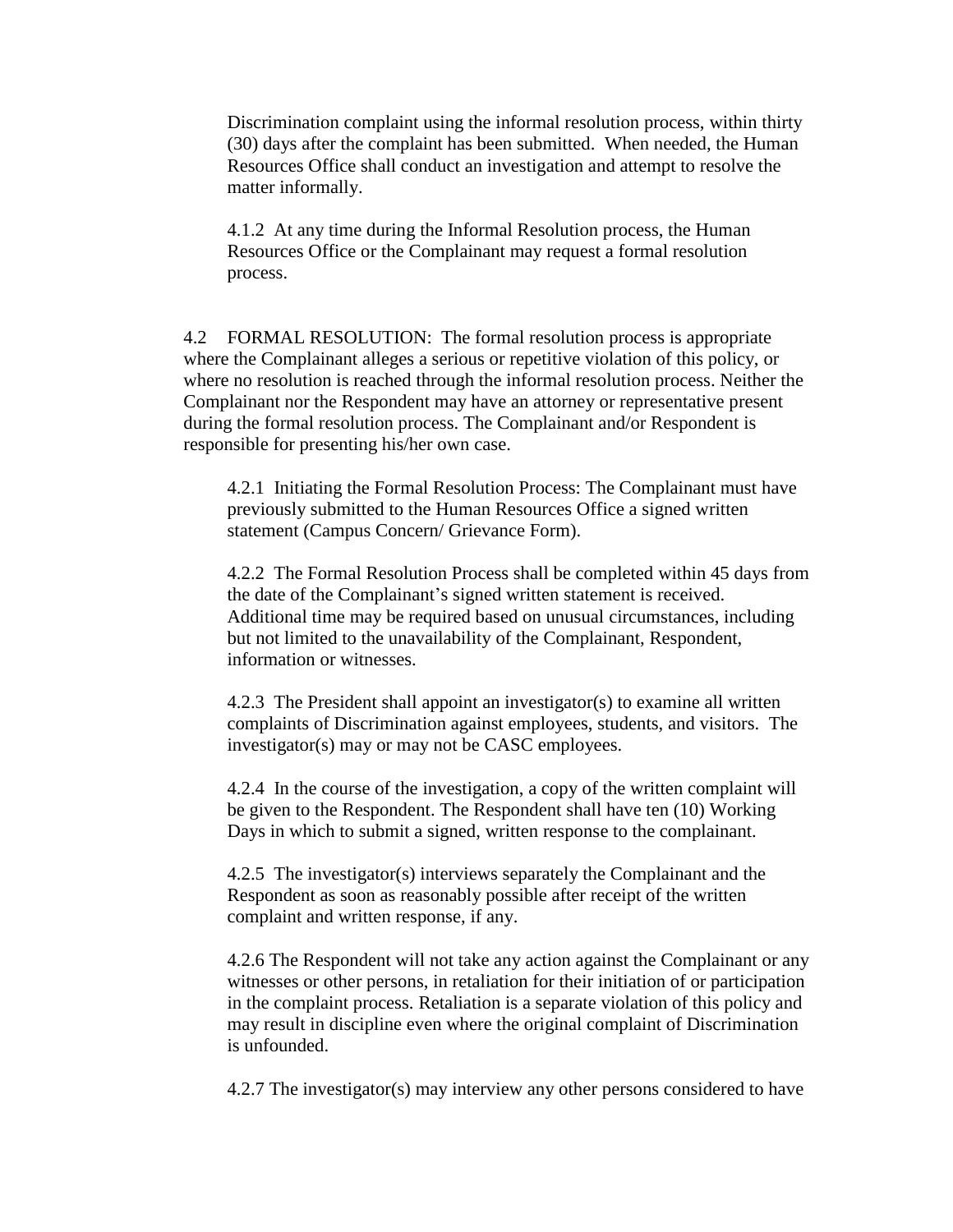Discrimination complaint using the informal resolution process, within thirty (30) days after the complaint has been submitted. When needed, the Human Resources Office shall conduct an investigation and attempt to resolve the matter informally.

4.1.2 At any time during the Informal Resolution process, the Human Resources Office or the Complainant may request a formal resolution process.

4.2 FORMAL RESOLUTION: The formal resolution process is appropriate where the Complainant alleges a serious or repetitive violation of this policy, or where no resolution is reached through the informal resolution process. Neither the Complainant nor the Respondent may have an attorney or representative present during the formal resolution process. The Complainant and/or Respondent is responsible for presenting his/her own case.

4.2.1 Initiating the Formal Resolution Process: The Complainant must have previously submitted to the Human Resources Office a signed written statement (Campus Concern/ Grievance Form).

4.2.2 The Formal Resolution Process shall be completed within 45 days from the date of the Complainant's signed written statement is received. Additional time may be required based on unusual circumstances, including but not limited to the unavailability of the Complainant, Respondent, information or witnesses.

4.2.3 The President shall appoint an investigator(s) to examine all written complaints of Discrimination against employees, students, and visitors. The investigator(s) may or may not be CASC employees.

4.2.4 In the course of the investigation, a copy of the written complaint will be given to the Respondent. The Respondent shall have ten (10) Working Days in which to submit a signed, written response to the complainant.

4.2.5 The investigator(s) interviews separately the Complainant and the Respondent as soon as reasonably possible after receipt of the written complaint and written response, if any.

4.2.6 The Respondent will not take any action against the Complainant or any witnesses or other persons, in retaliation for their initiation of or participation in the complaint process. Retaliation is a separate violation of this policy and may result in discipline even where the original complaint of Discrimination is unfounded.

4.2.7 The investigator(s) may interview any other persons considered to have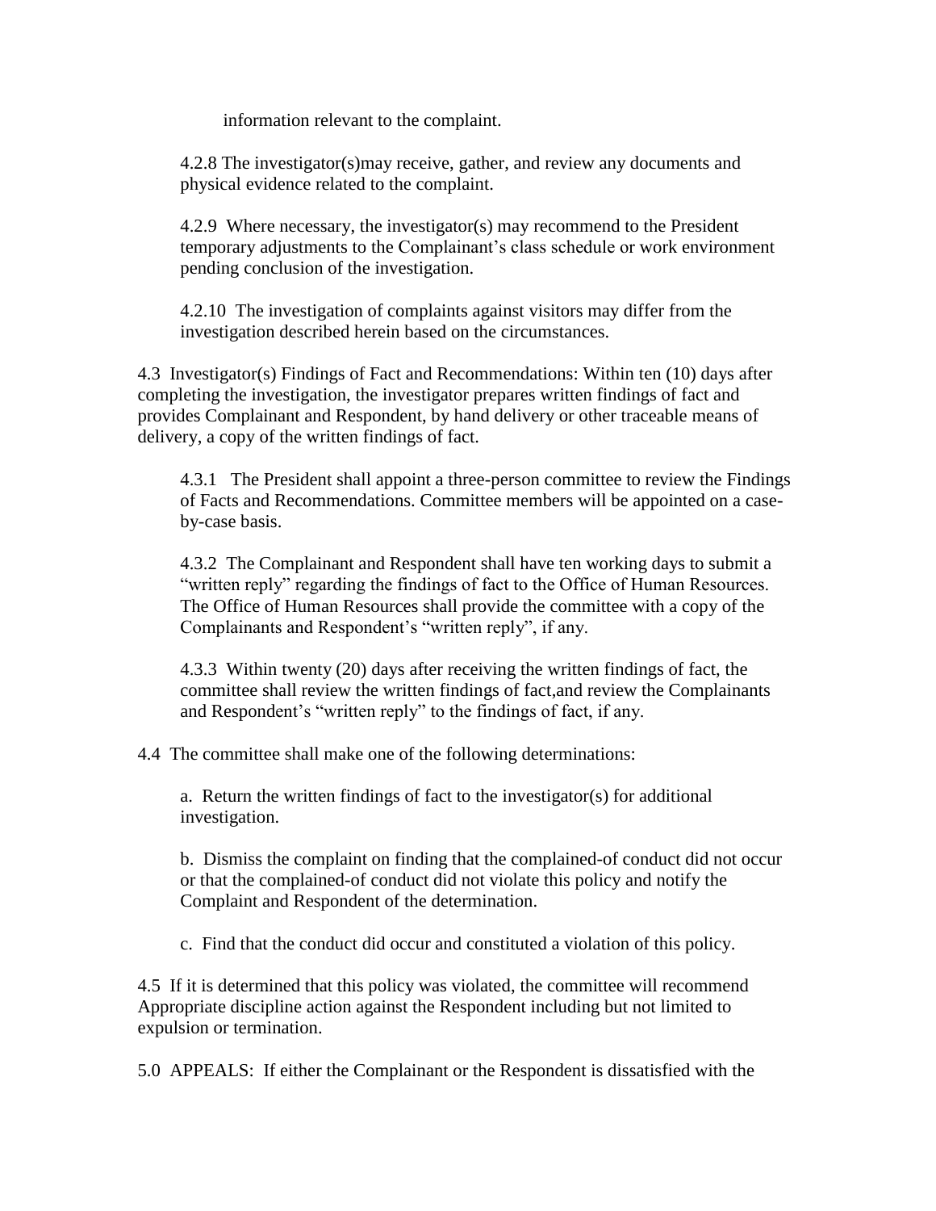information relevant to the complaint.

4.2.8 The investigator(s)may receive, gather, and review any documents and physical evidence related to the complaint.

4.2.9 Where necessary, the investigator(s) may recommend to the President temporary adjustments to the Complainant's class schedule or work environment pending conclusion of the investigation.

4.2.10 The investigation of complaints against visitors may differ from the investigation described herein based on the circumstances.

4.3 Investigator(s) Findings of Fact and Recommendations: Within ten (10) days after completing the investigation, the investigator prepares written findings of fact and provides Complainant and Respondent, by hand delivery or other traceable means of delivery, a copy of the written findings of fact.

4.3.1 The President shall appoint a three-person committee to review the Findings of Facts and Recommendations. Committee members will be appointed on a case-by-case basis.

4.3.2 The Complainant and Respondent shall have ten working days to submit a "written reply" regarding the findings of fact to the Office of Human Resources. The Office of Human Resources shall provide the committee with a copy of the Complainants and Respondent's "written reply", if any.

4.3.3 Within twenty (20) days after receiving the written findings of fact, the committee shall review the written findings of fact,and review the Complainants and Respondent's "written reply" to the findings of fact, if any.

4.4 The committee shall make one of the following determinations:

a. Return the written findings of fact to the investigator(s) for additional investigation.

b. Dismiss the complaint on finding that the complained-of conduct did not occur or that the complained-of conduct did not violate this policy and notify the Complaint and Respondent of the determination.

c. Find that the conduct did occur and constituted a violation of this policy.

4.5 If it is determined that this policy was violated, the committee will recommend Appropriate discipline action against the Respondent including but not limited to expulsion or termination.

5.0 APPEALS: If either the Complainant or the Respondent is dissatisfied with the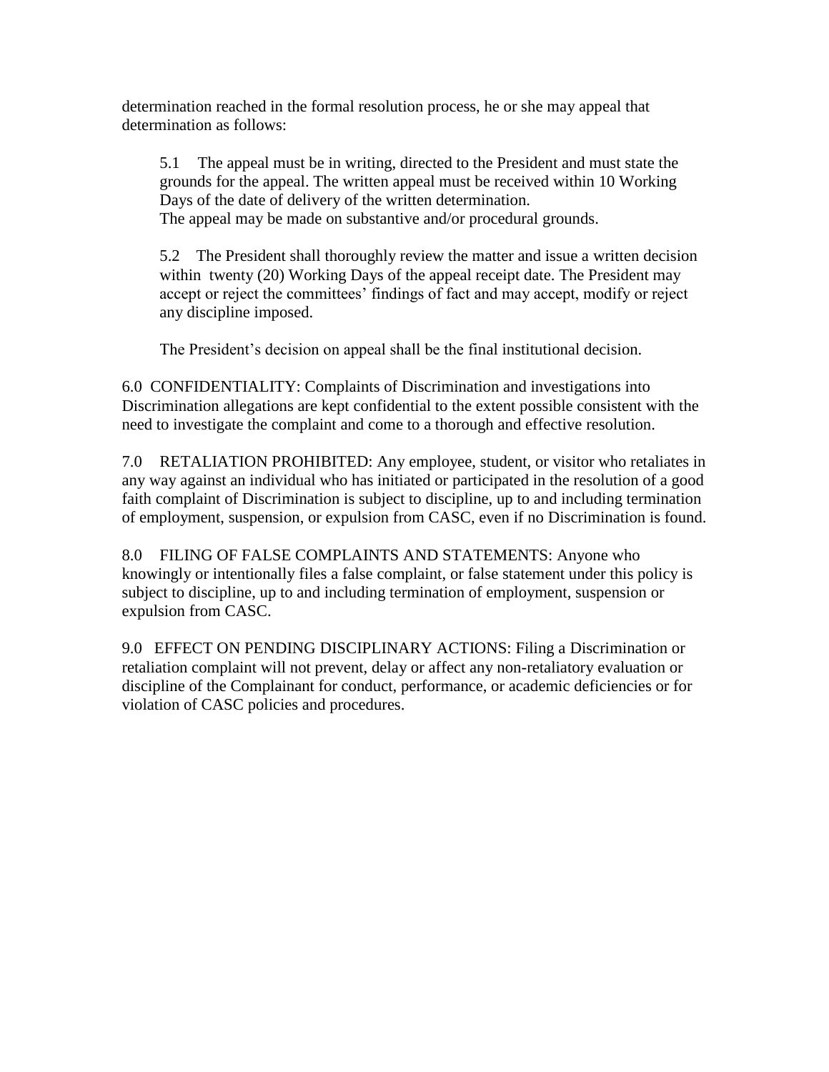determination reached in the formal resolution process, he or she may appeal that determination as follows:

5.1 The appeal must be in writing, directed to the President and must state the grounds for the appeal. The written appeal must be received within 10 Working Days of the date of delivery of the written determination.
The appeal may be made on substantive and/or procedural grounds.

5.2 The President shall thoroughly review the matter and issue a written decision within twenty (20) Working Days of the appeal receipt date. The President may accept or reject the committees' findings of fact and may accept, modify or reject any discipline imposed.

The President's decision on appeal shall be the final institutional decision.

6.0 CONFIDENTIALITY: Complaints of Discrimination and investigations into Discrimination allegations are kept confidential to the extent possible consistent with the need to investigate the complaint and come to a thorough and effective resolution.

7.0 RETALIATION PROHIBITED: Any employee, student, or visitor who retaliates in any way against an individual who has initiated or participated in the resolution of a good faith complaint of Discrimination is subject to discipline, up to and including termination of employment, suspension, or expulsion from CASC, even if no Discrimination is found.

8.0 FILING OF FALSE COMPLAINTS AND STATEMENTS: Anyone who knowingly or intentionally files a false complaint, or false statement under this policy is subject to discipline, up to and including termination of employment, suspension or expulsion from CASC.

9.0 EFFECT ON PENDING DISCIPLINARY ACTIONS: Filing a Discrimination or retaliation complaint will not prevent, delay or affect any non-retaliatory evaluation or discipline of the Complainant for conduct, performance, or academic deficiencies or for violation of CASC policies and procedures.